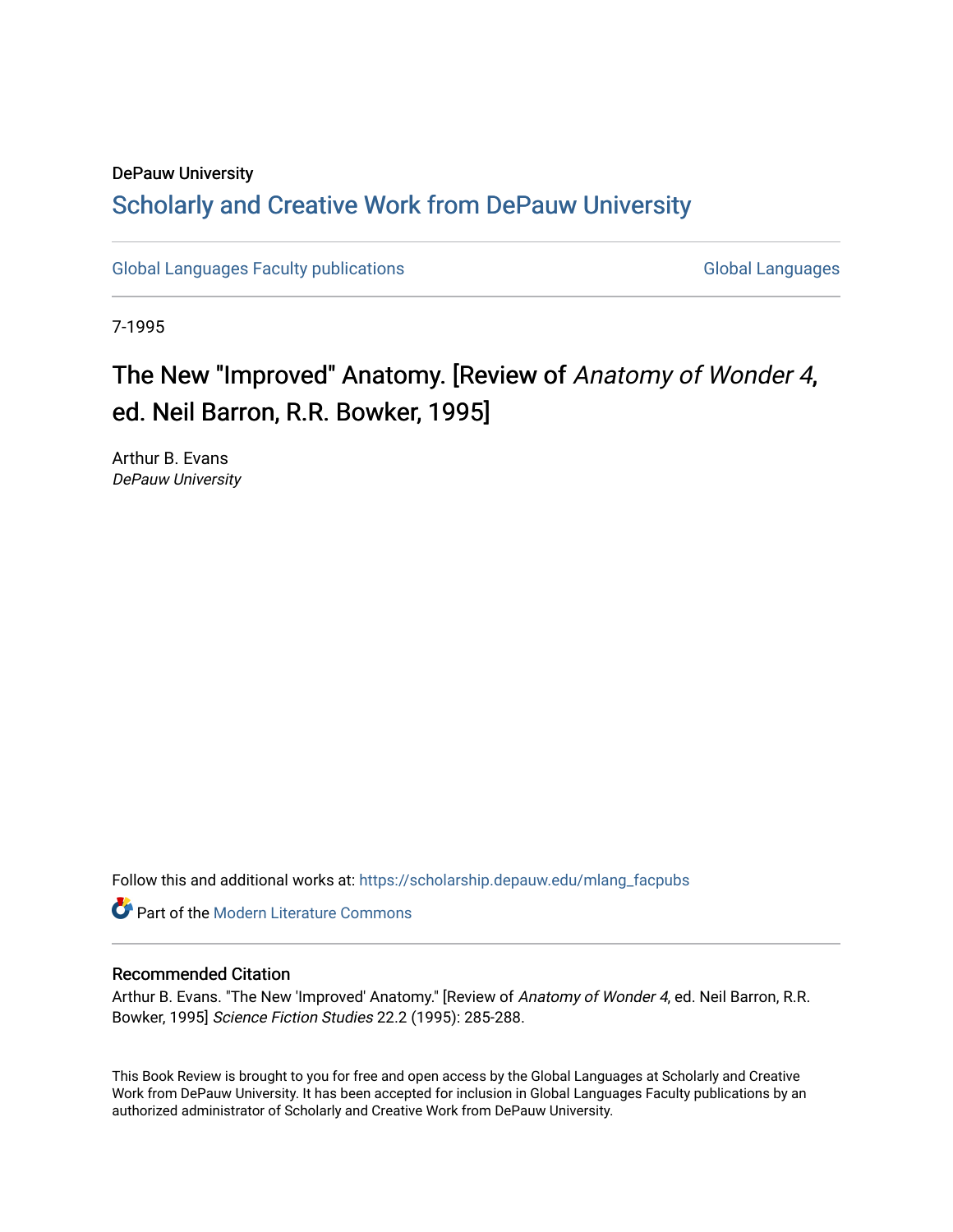DePauw University

# Scholarly and Creative Work from DePauw University

Global Languages Faculty publications

Global Languages

7-1995

## The New "Improved" Anatomy. [Review of *Anatomy of Wonder 4*, ed. Neil Barron, R.R. Bowker, 1995]

Arthur B. Evans
*DePauw University*

Follow this and additional works at: https://scholarship.depauw.edu/mlang_facpubs

Part of the Modern Literature Commons

### Recommended Citation

Arthur B. Evans. "The New 'Improved' Anatomy." [Review of *Anatomy of Wonder 4*, ed. Neil Barron, R.R. Bowker, 1995] *Science Fiction Studies* 22.2 (1995): 285-288.

This Book Review is brought to you for free and open access by the Global Languages at Scholarly and Creative Work from DePauw University. It has been accepted for inclusion in Global Languages Faculty publications by an authorized administrator of Scholarly and Creative Work from DePauw University.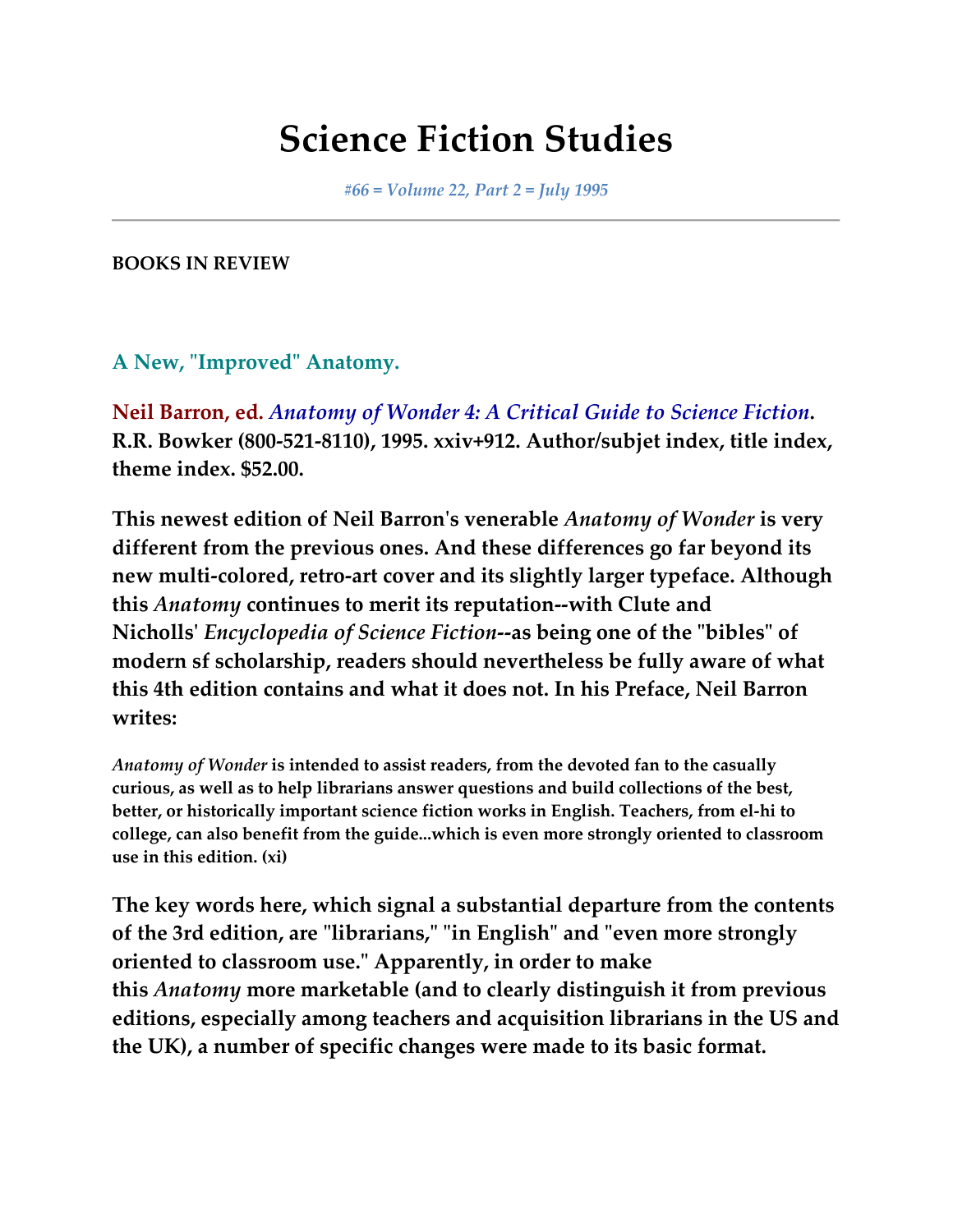# Science Fiction Studies

*#66 = Volume 22, Part 2 = July 1995*

---

**BOOKS IN REVIEW**

## A New, "Improved" Anatomy.

**Neil Barron, ed.** ***Anatomy of Wonder 4: A Critical Guide to Science Fiction*. R.R. Bowker (800-521-8110), 1995. xxiv+912. Author/subjet index, title index, theme index. $52.00.**

**This newest edition of Neil Barron's venerable *Anatomy of Wonder* is very different from the previous ones. And these differences go far beyond its new multi-colored, retro-art cover and its slightly larger typeface. Although this *Anatomy* continues to merit its reputation--with Clute and Nicholls' *Encyclopedia of Science Fiction*--as being one of the "bibles" of modern sf scholarship, readers should nevertheless be fully aware of what this 4th edition contains and what it does not. In his Preface, Neil Barron writes:**

> ***Anatomy of Wonder* is intended to assist readers, from the devoted fan to the casually curious, as well as to help librarians answer questions and build collections of the best, better, or historically important science fiction works in English. Teachers, from el-hi to college, can also benefit from the guide...which is even more strongly oriented to classroom use in this edition. (xi)**

**The key words here, which signal a substantial departure from the contents of the 3rd edition, are "librarians," "in English" and "even more strongly oriented to classroom use." Apparently, in order to make this *Anatomy* more marketable (and to clearly distinguish it from previous editions, especially among teachers and acquisition librarians in the US and the UK), a number of specific changes were made to its basic format.**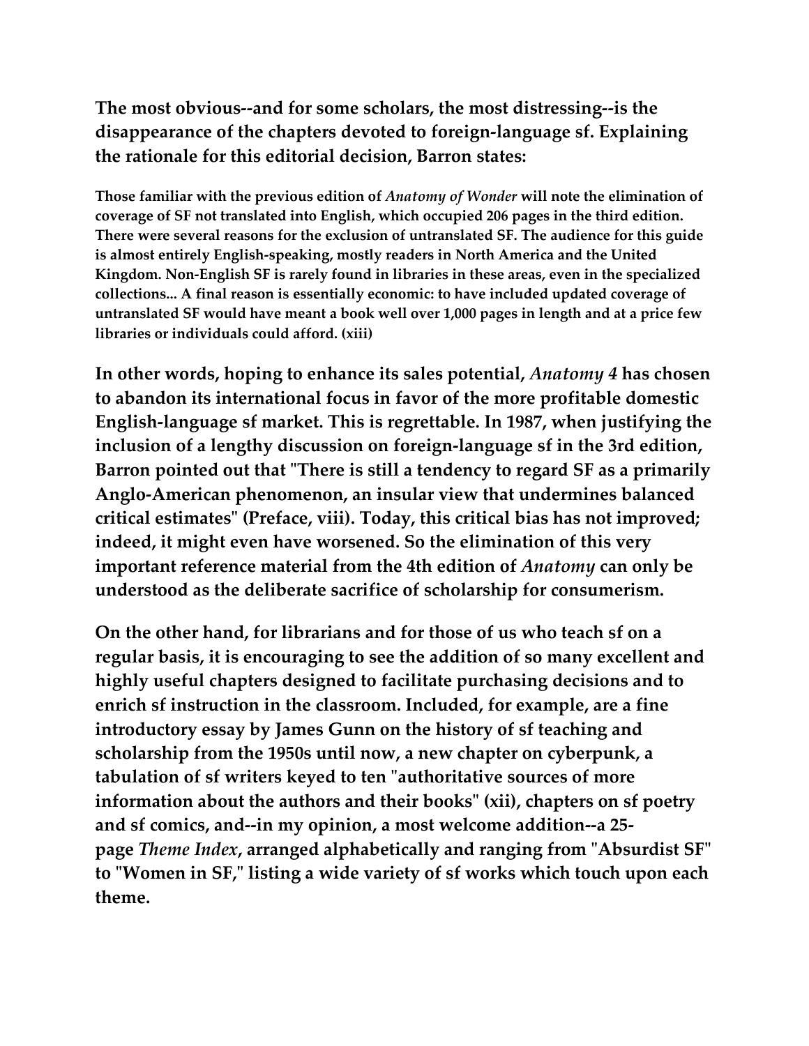The most obvious--and for some scholars, the most distressing--is the disappearance of the chapters devoted to foreign-language sf. Explaining the rationale for this editorial decision, Barron states:

> Those familiar with the previous edition of *Anatomy of Wonder* will note the elimination of coverage of SF not translated into English, which occupied 206 pages in the third edition. There were several reasons for the exclusion of untranslated SF. The audience for this guide is almost entirely English-speaking, mostly readers in North America and the United Kingdom. Non-English SF is rarely found in libraries in these areas, even in the specialized collections... A final reason is essentially economic: to have included updated coverage of untranslated SF would have meant a book well over 1,000 pages in length and at a price few libraries or individuals could afford. (xiii)

In other words, hoping to enhance its sales potential, *Anatomy 4* has chosen to abandon its international focus in favor of the more profitable domestic English-language sf market. This is regrettable. In 1987, when justifying the inclusion of a lengthy discussion on foreign-language sf in the 3rd edition, Barron pointed out that "There is still a tendency to regard SF as a primarily Anglo-American phenomenon, an insular view that undermines balanced critical estimates" (Preface, viii). Today, this critical bias has not improved; indeed, it might even have worsened. So the elimination of this very important reference material from the 4th edition of *Anatomy* can only be understood as the deliberate sacrifice of scholarship for consumerism.

On the other hand, for librarians and for those of us who teach sf on a regular basis, it is encouraging to see the addition of so many excellent and highly useful chapters designed to facilitate purchasing decisions and to enrich sf instruction in the classroom. Included, for example, are a fine introductory essay by James Gunn on the history of sf teaching and scholarship from the 1950s until now, a new chapter on cyberpunk, a tabulation of sf writers keyed to ten "authoritative sources of more information about the authors and their books" (xii), chapters on sf poetry and sf comics, and--in my opinion, a most welcome addition--a 25-page *Theme Index*, arranged alphabetically and ranging from "Absurdist SF" to "Women in SF," listing a wide variety of sf works which touch upon each theme.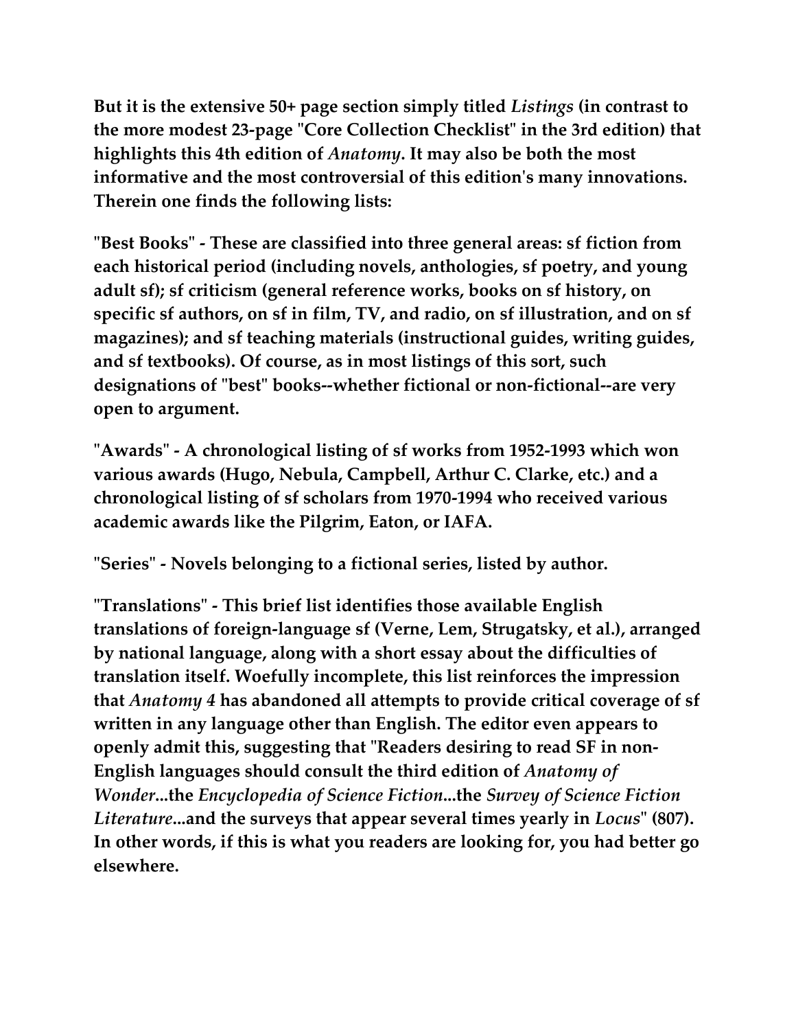**But it is the extensive 50+ page section simply titled *Listings* (in contrast to the more modest 23-page "Core Collection Checklist" in the 3rd edition) that highlights this 4th edition of *Anatomy*. It may also be both the most informative and the most controversial of this edition's many innovations. Therein one finds the following lists:**

**"Best Books" - These are classified into three general areas: sf fiction from each historical period (including novels, anthologies, sf poetry, and young adult sf); sf criticism (general reference works, books on sf history, on specific sf authors, on sf in film, TV, and radio, on sf illustration, and on sf magazines); and sf teaching materials (instructional guides, writing guides, and sf textbooks). Of course, as in most listings of this sort, such designations of "best" books--whether fictional or non-fictional--are very open to argument.**

**"Awards" - A chronological listing of sf works from 1952-1993 which won various awards (Hugo, Nebula, Campbell, Arthur C. Clarke, etc.) and a chronological listing of sf scholars from 1970-1994 who received various academic awards like the Pilgrim, Eaton, or IAFA.**

**"Series" - Novels belonging to a fictional series, listed by author.**

**"Translations" - This brief list identifies those available English translations of foreign-language sf (Verne, Lem, Strugatsky, et al.), arranged by national language, along with a short essay about the difficulties of translation itself. Woefully incomplete, this list reinforces the impression that *Anatomy 4* has abandoned all attempts to provide critical coverage of sf written in any language other than English. The editor even appears to openly admit this, suggesting that "Readers desiring to read SF in non-English languages should consult the third edition of *Anatomy of Wonder*...the *Encyclopedia of Science Fiction*...the *Survey of Science Fiction Literature*...and the surveys that appear several times yearly in *Locus*" (807). In other words, if this is what you readers are looking for, you had better go elsewhere.**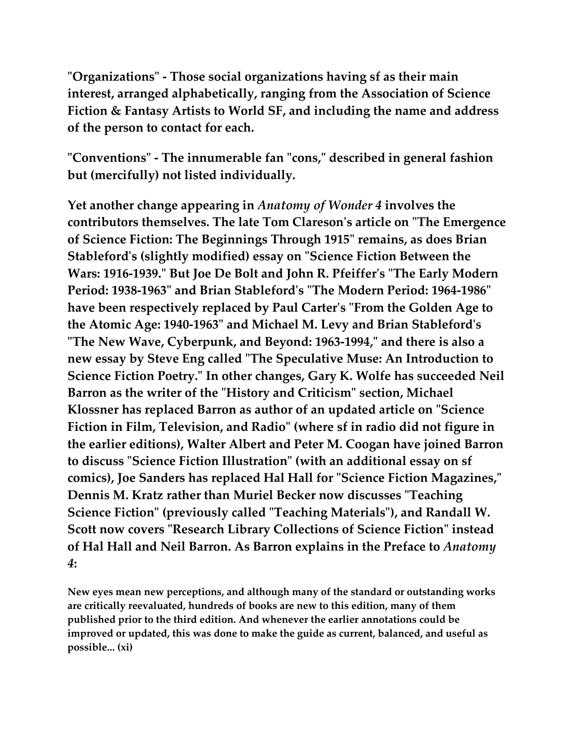**"Organizations" - Those social organizations having sf as their main interest, arranged alphabetically, ranging from the Association of Science Fiction & Fantasy Artists to World SF, and including the name and address of the person to contact for each.**

**"Conventions" - The innumerable fan "cons," described in general fashion but (mercifully) not listed individually.**

**Yet another change appearing in *Anatomy of Wonder 4* involves the contributors themselves. The late Tom Clareson's article on "The Emergence of Science Fiction: The Beginnings Through 1915" remains, as does Brian Stableford's (slightly modified) essay on "Science Fiction Between the Wars: 1916-1939." But Joe De Bolt and John R. Pfeiffer's "The Early Modern Period: 1938-1963" and Brian Stableford's "The Modern Period: 1964-1986" have been respectively replaced by Paul Carter's "From the Golden Age to the Atomic Age: 1940-1963" and Michael M. Levy and Brian Stableford's "The New Wave, Cyberpunk, and Beyond: 1963-1994," and there is also a new essay by Steve Eng called "The Speculative Muse: An Introduction to Science Fiction Poetry." In other changes, Gary K. Wolfe has succeeded Neil Barron as the writer of the "History and Criticism" section, Michael Klossner has replaced Barron as author of an updated article on "Science Fiction in Film, Television, and Radio" (where sf in radio did not figure in the earlier editions), Walter Albert and Peter M. Coogan have joined Barron to discuss "Science Fiction Illustration" (with an additional essay on sf comics), Joe Sanders has replaced Hal Hall for "Science Fiction Magazines," Dennis M. Kratz rather than Muriel Becker now discusses "Teaching Science Fiction" (previously called "Teaching Materials"), and Randall W. Scott now covers "Research Library Collections of Science Fiction" instead of Hal Hall and Neil Barron. As Barron explains in the Preface to *Anatomy 4*:**

> **New eyes mean new perceptions, and although many of the standard or outstanding works are critically reevaluated, hundreds of books are new to this edition, many of them published prior to the third edition. And whenever the earlier annotations could be improved or updated, this was done to make the guide as current, balanced, and useful as possible... (xi)**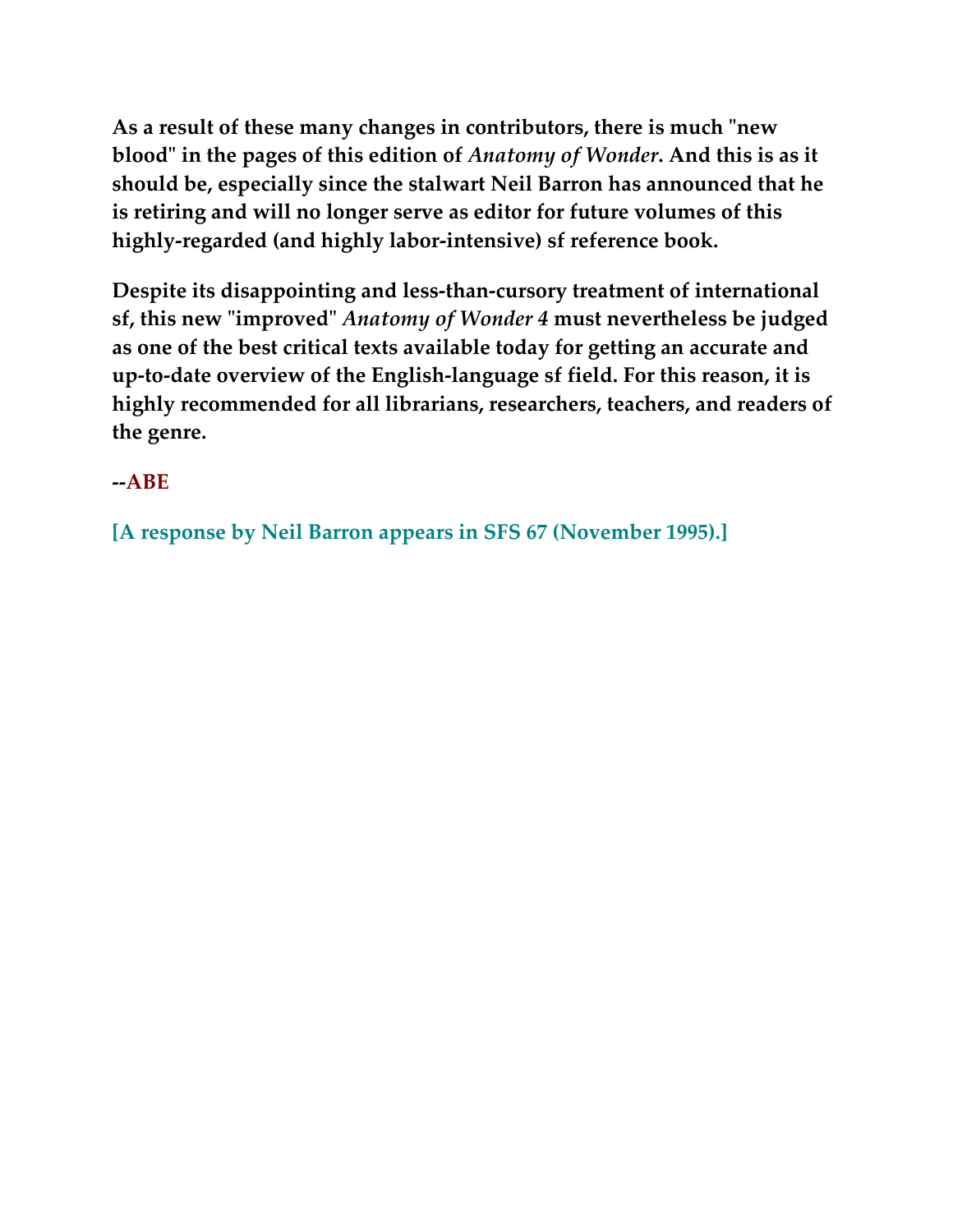**As a result of these many changes in contributors, there is much "new blood" in the pages of this edition of *Anatomy of Wonder*. And this is as it should be, especially since the stalwart Neil Barron has announced that he is retiring and will no longer serve as editor for future volumes of this highly-regarded (and highly labor-intensive) sf reference book.**

**Despite its disappointing and less-than-cursory treatment of international sf, this new "improved" *Anatomy of Wonder 4* must nevertheless be judged as one of the best critical texts available today for getting an accurate and up-to-date overview of the English-language sf field. For this reason, it is highly recommended for all librarians, researchers, teachers, and readers of the genre.**

**--ABE**

**[A response by Neil Barron appears in SFS 67 (November 1995).]**